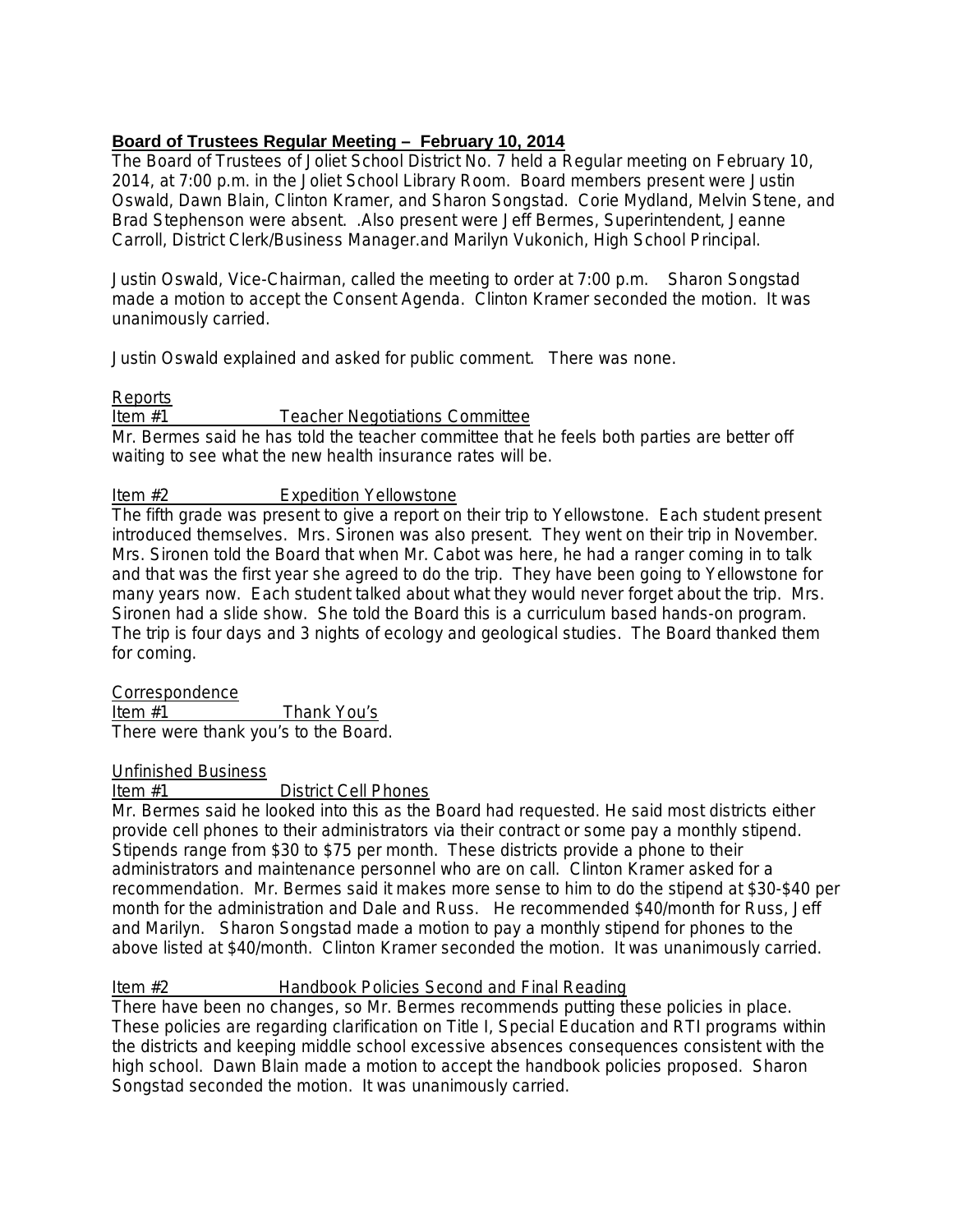**Board of Trustees Regular Meeting – February 10, 2014**

The Board of Trustees of Joliet School District No. 7 held a Regular meeting on February 10, 2014, at 7:00 p.m. in the Joliet School Library Room. Board members present were Justin Oswald, Dawn Blain, Clinton Kramer, and Sharon Songstad. Corie Mydland, Melvin Stene, and Brad Stephenson were absent. .Also present were Jeff Bermes, Superintendent, Jeanne Carroll, District Clerk/Business Manager.and Marilyn Vukonich, High School Principal.

Justin Oswald, Vice-Chairman, called the meeting to order at 7:00 p.m. Sharon Songstad made a motion to accept the Consent Agenda. Clinton Kramer seconded the motion. It was unanimously carried.

Justin Oswald explained and asked for public comment. There was none.

Reports

Item #1 Teacher Negotiations Committee

Mr. Bermes said he has told the teacher committee that he feels both parties are better off waiting to see what the new health insurance rates will be.

Item #2 Expedition Yellowstone

The fifth grade was present to give a report on their trip to Yellowstone. Each student present introduced themselves. Mrs. Sironen was also present. They went on their trip in November. Mrs. Sironen told the Board that when Mr. Cabot was here, he had a ranger coming in to talk and that was the first year she agreed to do the trip. They have been going to Yellowstone for many years now. Each student talked about what they would never forget about the trip. Mrs. Sironen had a slide show. She told the Board this is a curriculum based hands-on program. The trip is four days and 3 nights of ecology and geological studies. The Board thanked them for coming.

Correspondence

Item #1 Thank You's

There were thank you's to the Board.

Unfinished Business

Item #1 District Cell Phones

Mr. Bermes said he looked into this as the Board had requested. He said most districts either provide cell phones to their administrators via their contract or some pay a monthly stipend. Stipends range from $30 to $75 per month. These districts provide a phone to their administrators and maintenance personnel who are on call. Clinton Kramer asked for a recommendation. Mr. Bermes said it makes more sense to him to do the stipend at $30-$40 per month for the administration and Dale and Russ. He recommended $40/month for Russ, Jeff and Marilyn. Sharon Songstad made a motion to pay a monthly stipend for phones to the above listed at $40/month. Clinton Kramer seconded the motion. It was unanimously carried.

Item #2 Handbook Policies Second and Final Reading

There have been no changes, so Mr. Bermes recommends putting these policies in place. These policies are regarding clarification on Title I, Special Education and RTI programs within the districts and keeping middle school excessive absences consequences consistent with the high school. Dawn Blain made a motion to accept the handbook policies proposed. Sharon Songstad seconded the motion. It was unanimously carried.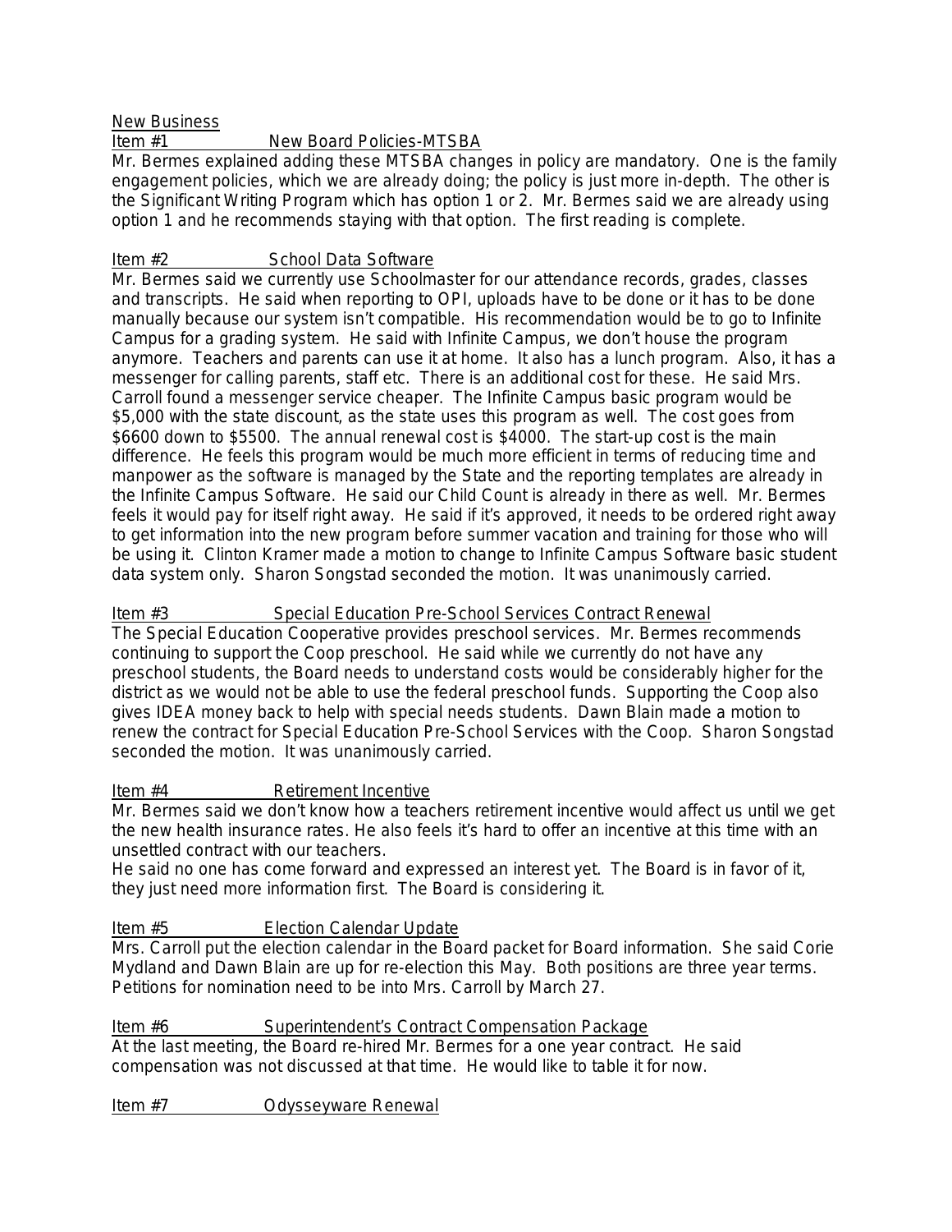New Business

Item #1 New Board Policies-MTSBA

Mr. Bermes explained adding these MTSBA changes in policy are mandatory. One is the family engagement policies, which we are already doing; the policy is just more in-depth. The other is the Significant Writing Program which has option 1 or 2. Mr. Bermes said we are already using option 1 and he recommends staying with that option. The first reading is complete.

Item #2 School Data Software

Mr. Bermes said we currently use Schoolmaster for our attendance records, grades, classes and transcripts. He said when reporting to OPI, uploads have to be done or it has to be done manually because our system isn't compatible. His recommendation would be to go to Infinite Campus for a grading system. He said with Infinite Campus, we don't house the program anymore. Teachers and parents can use it at home. It also has a lunch program. Also, it has a messenger for calling parents, staff etc. There is an additional cost for these. He said Mrs. Carroll found a messenger service cheaper. The Infinite Campus basic program would be $5,000 with the state discount, as the state uses this program as well. The cost goes from $6600 down to $5500. The annual renewal cost is $4000. The start-up cost is the main difference. He feels this program would be much more efficient in terms of reducing time and manpower as the software is managed by the State and the reporting templates are already in the Infinite Campus Software. He said our Child Count is already in there as well. Mr. Bermes feels it would pay for itself right away. He said if it's approved, it needs to be ordered right away to get information into the new program before summer vacation and training for those who will be using it. Clinton Kramer made a motion to change to Infinite Campus Software basic student data system only. Sharon Songstad seconded the motion. It was unanimously carried.

Item #3 Special Education Pre-School Services Contract Renewal

The Special Education Cooperative provides preschool services. Mr. Bermes recommends continuing to support the Coop preschool. He said while we currently do not have any preschool students, the Board needs to understand costs would be considerably higher for the district as we would not be able to use the federal preschool funds. Supporting the Coop also gives IDEA money back to help with special needs students. Dawn Blain made a motion to renew the contract for Special Education Pre-School Services with the Coop. Sharon Songstad seconded the motion. It was unanimously carried.

Item #4 Retirement Incentive

Mr. Bermes said we don't know how a teachers retirement incentive would affect us until we get the new health insurance rates. He also feels it's hard to offer an incentive at this time with an unsettled contract with our teachers.
He said no one has come forward and expressed an interest yet. The Board is in favor of it, they just need more information first. The Board is considering it.

Item #5 Election Calendar Update

Mrs. Carroll put the election calendar in the Board packet for Board information. She said Corie Mydland and Dawn Blain are up for re-election this May. Both positions are three year terms. Petitions for nomination need to be into Mrs. Carroll by March 27.

Item #6 Superintendent's Contract Compensation Package

At the last meeting, the Board re-hired Mr. Bermes for a one year contract. He said compensation was not discussed at that time. He would like to table it for now.

Item #7 Odysseyware Renewal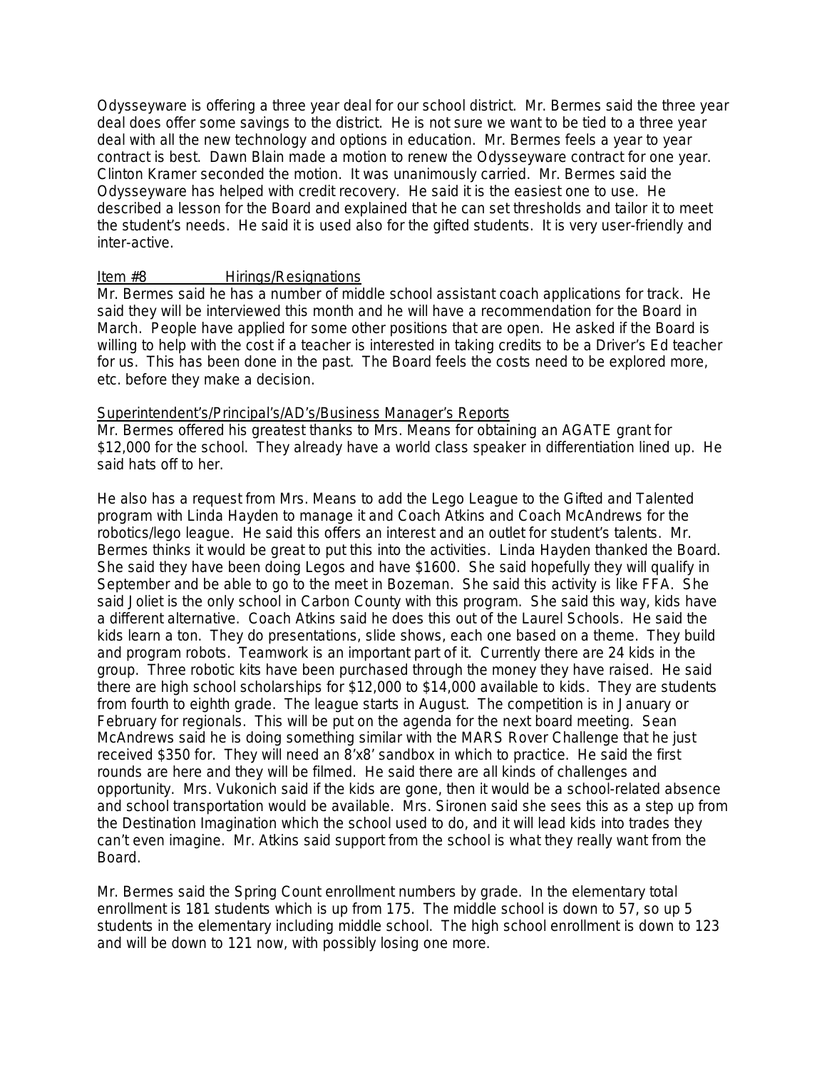Odysseyware is offering a three year deal for our school district. Mr. Bermes said the three year deal does offer some savings to the district. He is not sure we want to be tied to a three year deal with all the new technology and options in education. Mr. Bermes feels a year to year contract is best. Dawn Blain made a motion to renew the Odysseyware contract for one year. Clinton Kramer seconded the motion. It was unanimously carried. Mr. Bermes said the Odysseyware has helped with credit recovery. He said it is the easiest one to use. He described a lesson for the Board and explained that he can set thresholds and tailor it to meet the student's needs. He said it is used also for the gifted students. It is very user-friendly and inter-active.

Item #8 Hirings/Resignations

Mr. Bermes said he has a number of middle school assistant coach applications for track. He said they will be interviewed this month and he will have a recommendation for the Board in March. People have applied for some other positions that are open. He asked if the Board is willing to help with the cost if a teacher is interested in taking credits to be a Driver's Ed teacher for us. This has been done in the past. The Board feels the costs need to be explored more, etc. before they make a decision.

Superintendent's/Principal's/AD's/Business Manager's Reports

Mr. Bermes offered his greatest thanks to Mrs. Means for obtaining an AGATE grant for $12,000 for the school. They already have a world class speaker in differentiation lined up. He said hats off to her.

He also has a request from Mrs. Means to add the Lego League to the Gifted and Talented program with Linda Hayden to manage it and Coach Atkins and Coach McAndrews for the robotics/lego league. He said this offers an interest and an outlet for student's talents. Mr. Bermes thinks it would be great to put this into the activities. Linda Hayden thanked the Board. She said they have been doing Legos and have $1600. She said hopefully they will qualify in September and be able to go to the meet in Bozeman. She said this activity is like FFA. She said Joliet is the only school in Carbon County with this program. She said this way, kids have a different alternative. Coach Atkins said he does this out of the Laurel Schools. He said the kids learn a ton. They do presentations, slide shows, each one based on a theme. They build and program robots. Teamwork is an important part of it. Currently there are 24 kids in the group. Three robotic kits have been purchased through the money they have raised. He said there are high school scholarships for $12,000 to $14,000 available to kids. They are students from fourth to eighth grade. The league starts in August. The competition is in January or February for regionals. This will be put on the agenda for the next board meeting. Sean McAndrews said he is doing something similar with the MARS Rover Challenge that he just received $350 for. They will need an 8'x8' sandbox in which to practice. He said the first rounds are here and they will be filmed. He said there are all kinds of challenges and opportunity. Mrs. Vukonich said if the kids are gone, then it would be a school-related absence and school transportation would be available. Mrs. Sironen said she sees this as a step up from the Destination Imagination which the school used to do, and it will lead kids into trades they can't even imagine. Mr. Atkins said support from the school is what they really want from the Board.

Mr. Bermes said the Spring Count enrollment numbers by grade. In the elementary total enrollment is 181 students which is up from 175. The middle school is down to 57, so up 5 students in the elementary including middle school. The high school enrollment is down to 123 and will be down to 121 now, with possibly losing one more.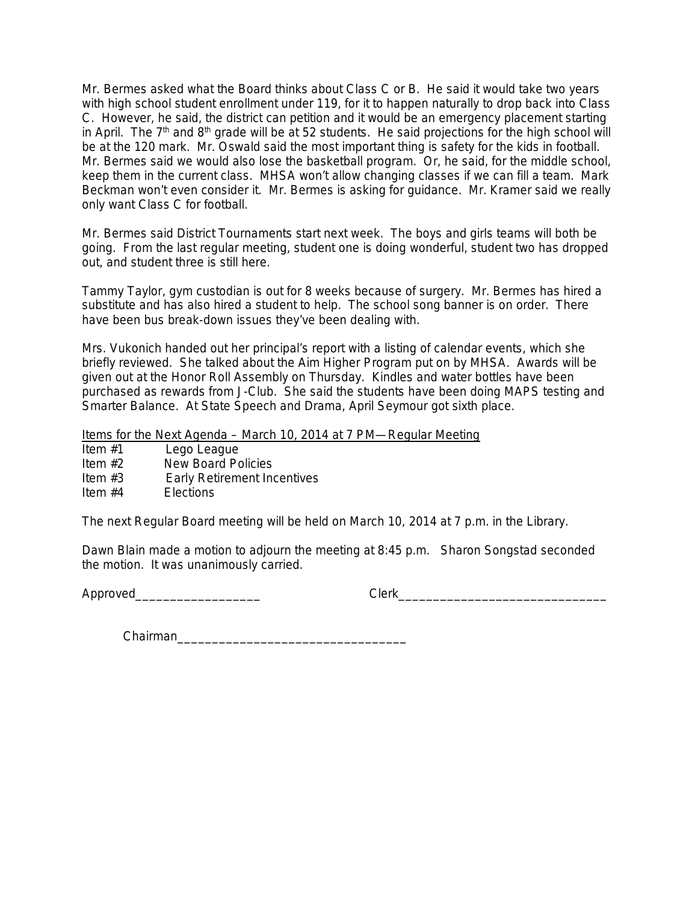Mr. Bermes asked what the Board thinks about Class C or B. He said it would take two years with high school student enrollment under 119, for it to happen naturally to drop back into Class C. However, he said, the district can petition and it would be an emergency placement starting in April. The 7th and 8th grade will be at 52 students. He said projections for the high school will be at the 120 mark. Mr. Oswald said the most important thing is safety for the kids in football. Mr. Bermes said we would also lose the basketball program. Or, he said, for the middle school, keep them in the current class. MHSA won't allow changing classes if we can fill a team. Mark Beckman won't even consider it. Mr. Bermes is asking for guidance. Mr. Kramer said we really only want Class C for football.

Mr. Bermes said District Tournaments start next week. The boys and girls teams will both be going. From the last regular meeting, student one is doing wonderful, student two has dropped out, and student three is still here.

Tammy Taylor, gym custodian is out for 8 weeks because of surgery. Mr. Bermes has hired a substitute and has also hired a student to help. The school song banner is on order. There have been bus break-down issues they've been dealing with.

Mrs. Vukonich handed out her principal's report with a listing of calendar events, which she briefly reviewed. She talked about the Aim Higher Program put on by MHSA. Awards will be given out at the Honor Roll Assembly on Thursday. Kindles and water bottles have been purchased as rewards from J-Club. She said the students have been doing MAPS testing and Smarter Balance. At State Speech and Drama, April Seymour got sixth place.

<u>Items for the Next Agenda – March 10, 2014 at 7 PM—Regular Meeting</u>

Item #1 Lego League
Item #2 New Board Policies
Item #3 Early Retirement Incentives
Item #4 Elections

The next Regular Board meeting will be held on March 10, 2014 at 7 p.m. in the Library.

Dawn Blain made a motion to adjourn the meeting at 8:45 p.m. Sharon Songstad seconded the motion. It was unanimously carried.

Approved__________________ Clerk______________________________

Chairman_________________________________